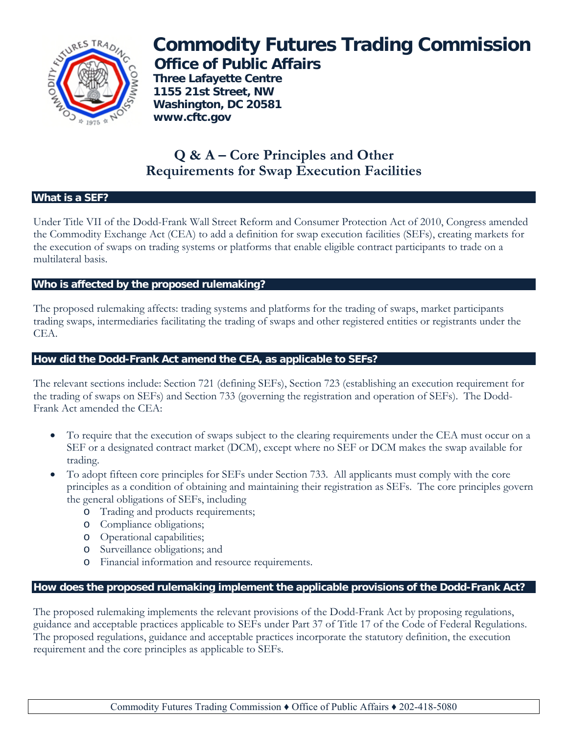# Commodity Futures Trading Commission

## Office of Public Affairs

**Three Lafayette Centre**
**1155 21st Street, NW**
**Washington, DC 20581**
**www.cftc.gov**

# Q & A – Core Principles and Other Requirements for Swap Execution Facilities

## What is a SEF?

Under Title VII of the Dodd-Frank Wall Street Reform and Consumer Protection Act of 2010, Congress amended the Commodity Exchange Act (CEA) to add a definition for swap execution facilities (SEFs), creating markets for the execution of swaps on trading systems or platforms that enable eligible contract participants to trade on a multilateral basis.

## Who is affected by the proposed rulemaking?

The proposed rulemaking affects: trading systems and platforms for the trading of swaps, market participants trading swaps, intermediaries facilitating the trading of swaps and other registered entities or registrants under the CEA.

## How did the Dodd-Frank Act amend the CEA, as applicable to SEFs?

The relevant sections include: Section 721 (defining SEFs), Section 723 (establishing an execution requirement for the trading of swaps on SEFs) and Section 733 (governing the registration and operation of SEFs). The Dodd-Frank Act amended the CEA:

- To require that the execution of swaps subject to the clearing requirements under the CEA must occur on a SEF or a designated contract market (DCM), except where no SEF or DCM makes the swap available for trading.
- To adopt fifteen core principles for SEFs under Section 733. All applicants must comply with the core principles as a condition of obtaining and maintaining their registration as SEFs. The core principles govern the general obligations of SEFs, including
  - Trading and products requirements;
  - Compliance obligations;
  - Operational capabilities;
  - Surveillance obligations; and
  - Financial information and resource requirements.

## How does the proposed rulemaking implement the applicable provisions of the Dodd-Frank Act?

The proposed rulemaking implements the relevant provisions of the Dodd-Frank Act by proposing regulations, guidance and acceptable practices applicable to SEFs under Part 37 of Title 17 of the Code of Federal Regulations. The proposed regulations, guidance and acceptable practices incorporate the statutory definition, the execution requirement and the core principles as applicable to SEFs.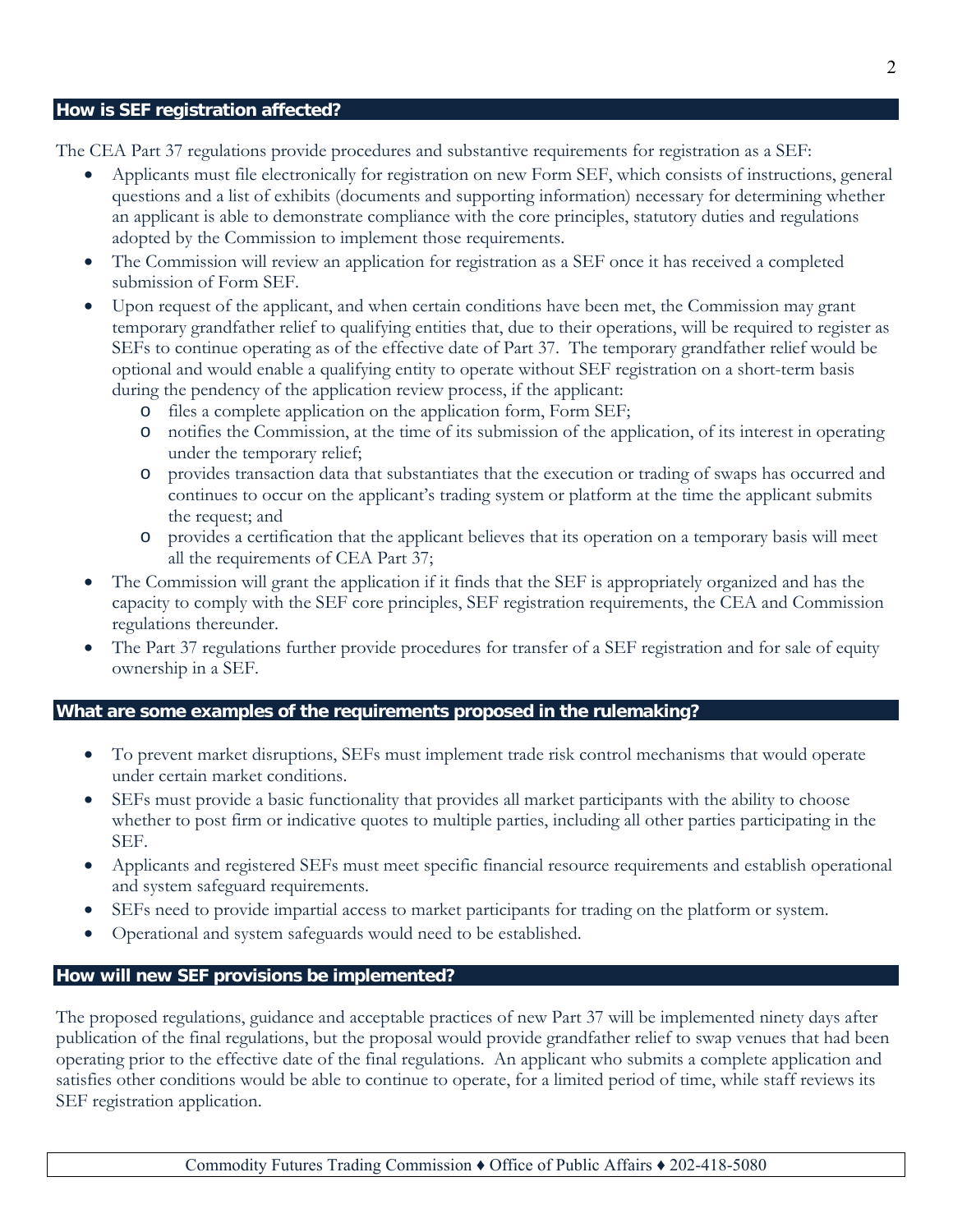## How is SEF registration affected?

The CEA Part 37 regulations provide procedures and substantive requirements for registration as a SEF:

- Applicants must file electronically for registration on new Form SEF, which consists of instructions, general questions and a list of exhibits (documents and supporting information) necessary for determining whether an applicant is able to demonstrate compliance with the core principles, statutory duties and regulations adopted by the Commission to implement those requirements.
- The Commission will review an application for registration as a SEF once it has received a completed submission of Form SEF.
- Upon request of the applicant, and when certain conditions have been met, the Commission may grant temporary grandfather relief to qualifying entities that, due to their operations, will be required to register as SEFs to continue operating as of the effective date of Part 37. The temporary grandfather relief would be optional and would enable a qualifying entity to operate without SEF registration on a short-term basis during the pendency of the application review process, if the applicant:
  - files a complete application on the application form, Form SEF;
  - notifies the Commission, at the time of its submission of the application, of its interest in operating under the temporary relief;
  - provides transaction data that substantiates that the execution or trading of swaps has occurred and continues to occur on the applicant's trading system or platform at the time the applicant submits the request; and
  - provides a certification that the applicant believes that its operation on a temporary basis will meet all the requirements of CEA Part 37;
- The Commission will grant the application if it finds that the SEF is appropriately organized and has the capacity to comply with the SEF core principles, SEF registration requirements, the CEA and Commission regulations thereunder.
- The Part 37 regulations further provide procedures for transfer of a SEF registration and for sale of equity ownership in a SEF.

## What are some examples of the requirements proposed in the rulemaking?

- To prevent market disruptions, SEFs must implement trade risk control mechanisms that would operate under certain market conditions.
- SEFs must provide a basic functionality that provides all market participants with the ability to choose whether to post firm or indicative quotes to multiple parties, including all other parties participating in the SEF.
- Applicants and registered SEFs must meet specific financial resource requirements and establish operational and system safeguard requirements.
- SEFs need to provide impartial access to market participants for trading on the platform or system.
- Operational and system safeguards would need to be established.

## How will new SEF provisions be implemented?

The proposed regulations, guidance and acceptable practices of new Part 37 will be implemented ninety days after publication of the final regulations, but the proposal would provide grandfather relief to swap venues that had been operating prior to the effective date of the final regulations. An applicant who submits a complete application and satisfies other conditions would be able to continue to operate, for a limited period of time, while staff reviews its SEF registration application.